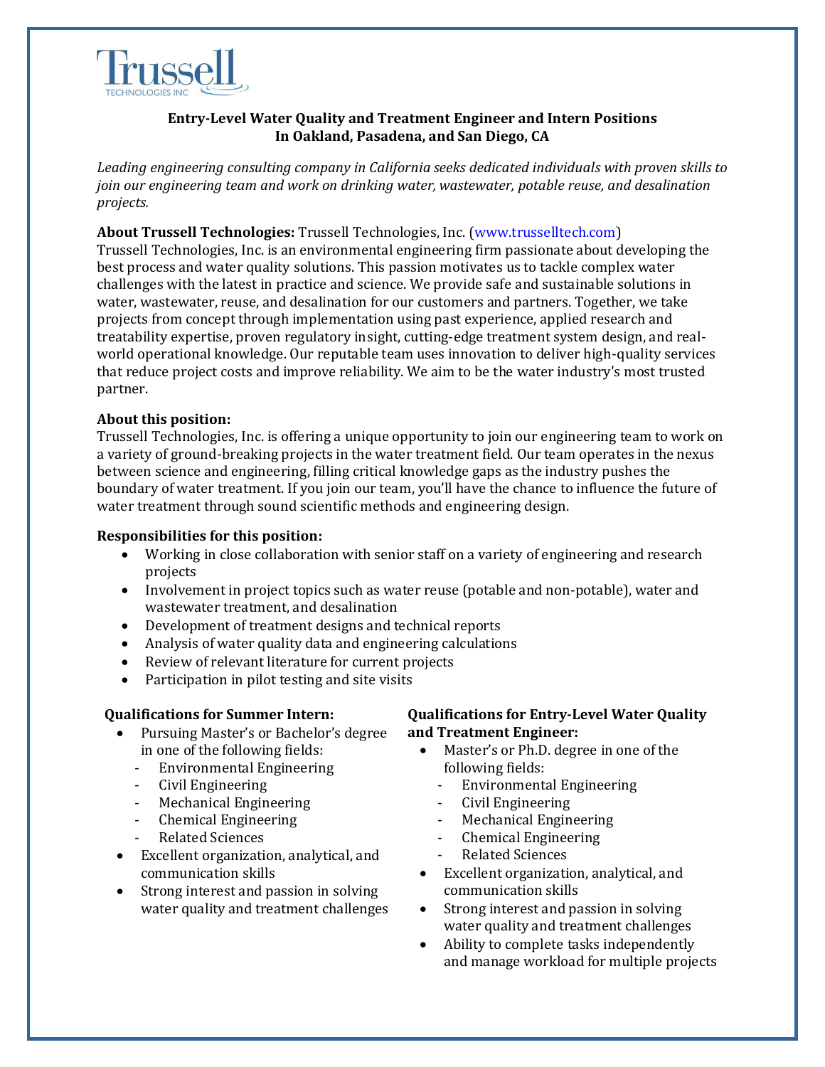Trussell
TECHNOLOGIES INC

# Entry-Level Water Quality and Treatment Engineer and Intern Positions In Oakland, Pasadena, and San Diego, CA

*Leading engineering consulting company in California seeks dedicated individuals with proven skills to join our engineering team and work on drinking water, wastewater, potable reuse, and desalination projects.*

**About Trussell Technologies:** Trussell Technologies, Inc. (www.trusselltech.com)
Trussell Technologies, Inc. is an environmental engineering firm passionate about developing the best process and water quality solutions. This passion motivates us to tackle complex water challenges with the latest in practice and science. We provide safe and sustainable solutions in water, wastewater, reuse, and desalination for our customers and partners. Together, we take projects from concept through implementation using past experience, applied research and treatability expertise, proven regulatory insight, cutting-edge treatment system design, and real-world operational knowledge. Our reputable team uses innovation to deliver high-quality services that reduce project costs and improve reliability. We aim to be the water industry's most trusted partner.

**About this position:**
Trussell Technologies, Inc. is offering a unique opportunity to join our engineering team to work on a variety of ground-breaking projects in the water treatment field. Our team operates in the nexus between science and engineering, filling critical knowledge gaps as the industry pushes the boundary of water treatment. If you join our team, you'll have the chance to influence the future of water treatment through sound scientific methods and engineering design.

**Responsibilities for this position:**

- Working in close collaboration with senior staff on a variety of engineering and research projects
- Involvement in project topics such as water reuse (potable and non-potable), water and wastewater treatment, and desalination
- Development of treatment designs and technical reports
- Analysis of water quality data and engineering calculations
- Review of relevant literature for current projects
- Participation in pilot testing and site visits

**Qualifications for Summer Intern:**

- Pursuing Master's or Bachelor's degree in one of the following fields:
  - Environmental Engineering
  - Civil Engineering
  - Mechanical Engineering
  - Chemical Engineering
  - Related Sciences
- Excellent organization, analytical, and communication skills
- Strong interest and passion in solving water quality and treatment challenges

**Qualifications for Entry-Level Water Quality and Treatment Engineer:**

- Master's or Ph.D. degree in one of the following fields:
  - Environmental Engineering
  - Civil Engineering
  - Mechanical Engineering
  - Chemical Engineering
  - Related Sciences
- Excellent organization, analytical, and communication skills
- Strong interest and passion in solving water quality and treatment challenges
- Ability to complete tasks independently and manage workload for multiple projects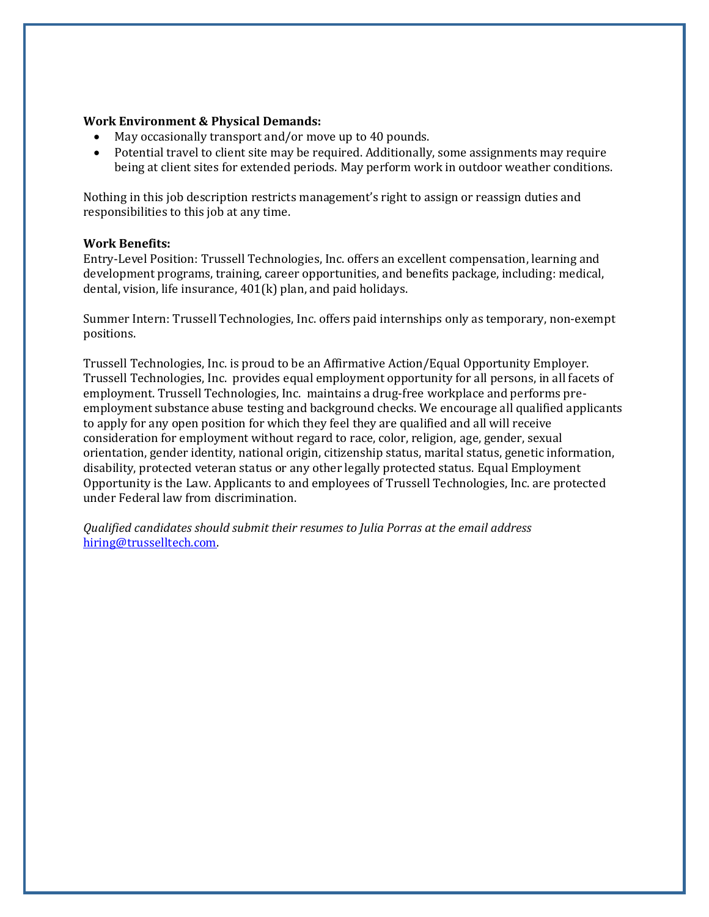**Work Environment & Physical Demands:**

- May occasionally transport and/or move up to 40 pounds.
- Potential travel to client site may be required. Additionally, some assignments may require being at client sites for extended periods. May perform work in outdoor weather conditions.

Nothing in this job description restricts management's right to assign or reassign duties and responsibilities to this job at any time.

**Work Benefits:**
Entry-Level Position: Trussell Technologies, Inc. offers an excellent compensation, learning and development programs, training, career opportunities, and benefits package, including: medical, dental, vision, life insurance, 401(k) plan, and paid holidays.

Summer Intern: Trussell Technologies, Inc. offers paid internships only as temporary, non-exempt positions.

Trussell Technologies, Inc. is proud to be an Affirmative Action/Equal Opportunity Employer. Trussell Technologies, Inc. provides equal employment opportunity for all persons, in all facets of employment. Trussell Technologies, Inc. maintains a drug-free workplace and performs pre-employment substance abuse testing and background checks. We encourage all qualified applicants to apply for any open position for which they feel they are qualified and all will receive consideration for employment without regard to race, color, religion, age, gender, sexual orientation, gender identity, national origin, citizenship status, marital status, genetic information, disability, protected veteran status or any other legally protected status. Equal Employment Opportunity is the Law. Applicants to and employees of Trussell Technologies, Inc. are protected under Federal law from discrimination.

*Qualified candidates should submit their resumes to Julia Porras at the email address* [hiring@trusselltech.com](mailto:hiring@trusselltech.com).